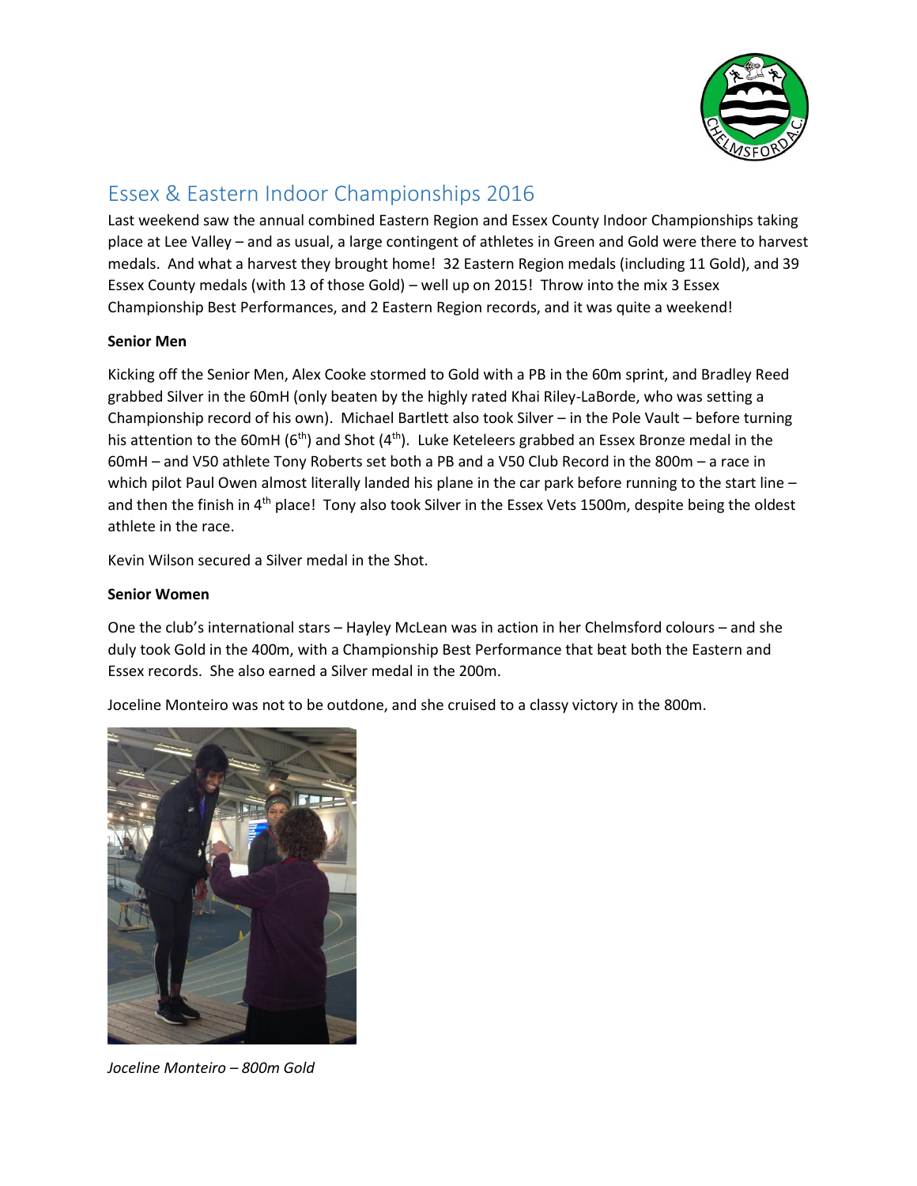## Essex & Eastern Indoor Championships 2016

Last weekend saw the annual combined Eastern Region and Essex County Indoor Championships taking place at Lee Valley – and as usual, a large contingent of athletes in Green and Gold were there to harvest medals. And what a harvest they brought home! 32 Eastern Region medals (including 11 Gold), and 39 Essex County medals (with 13 of those Gold) – well up on 2015! Throw into the mix 3 Essex Championship Best Performances, and 2 Eastern Region records, and it was quite a weekend!

**Senior Men**

Kicking off the Senior Men, Alex Cooke stormed to Gold with a PB in the 60m sprint, and Bradley Reed grabbed Silver in the 60mH (only beaten by the highly rated Khai Riley-LaBorde, who was setting a Championship record of his own). Michael Bartlett also took Silver – in the Pole Vault – before turning his attention to the 60mH (6th) and Shot (4th). Luke Keteleers grabbed an Essex Bronze medal in the 60mH – and V50 athlete Tony Roberts set both a PB and a V50 Club Record in the 800m – a race in which pilot Paul Owen almost literally landed his plane in the car park before running to the start line – and then the finish in 4th place! Tony also took Silver in the Essex Vets 1500m, despite being the oldest athlete in the race.

Kevin Wilson secured a Silver medal in the Shot.

**Senior Women**

One the club's international stars – Hayley McLean was in action in her Chelmsford colours – and she duly took Gold in the 400m, with a Championship Best Performance that beat both the Eastern and Essex records. She also earned a Silver medal in the 200m.

Joceline Monteiro was not to be outdone, and she cruised to a classy victory in the 800m.

*Joceline Monteiro – 800m Gold*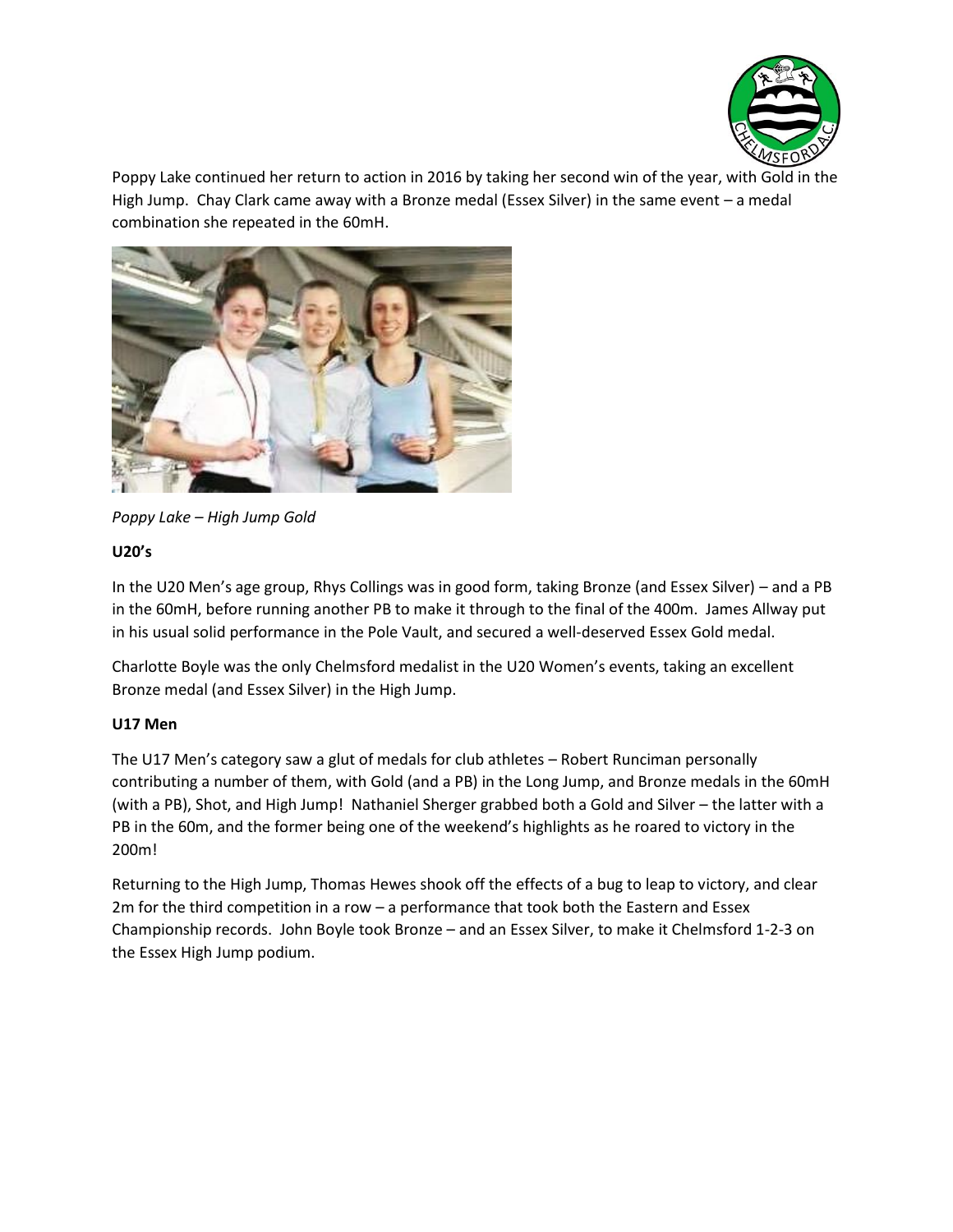Poppy Lake continued her return to action in 2016 by taking her second win of the year, with Gold in the High Jump. Chay Clark came away with a Bronze medal (Essex Silver) in the same event – a medal combination she repeated in the 60mH.

*Poppy Lake – High Jump Gold*

**U20's**

In the U20 Men's age group, Rhys Collings was in good form, taking Bronze (and Essex Silver) – and a PB in the 60mH, before running another PB to make it through to the final of the 400m. James Allway put in his usual solid performance in the Pole Vault, and secured a well-deserved Essex Gold medal.

Charlotte Boyle was the only Chelmsford medalist in the U20 Women's events, taking an excellent Bronze medal (and Essex Silver) in the High Jump.

**U17 Men**

The U17 Men's category saw a glut of medals for club athletes – Robert Runciman personally contributing a number of them, with Gold (and a PB) in the Long Jump, and Bronze medals in the 60mH (with a PB), Shot, and High Jump! Nathaniel Sherger grabbed both a Gold and Silver – the latter with a PB in the 60m, and the former being one of the weekend's highlights as he roared to victory in the 200m!

Returning to the High Jump, Thomas Hewes shook off the effects of a bug to leap to victory, and clear 2m for the third competition in a row – a performance that took both the Eastern and Essex Championship records. John Boyle took Bronze – and an Essex Silver, to make it Chelmsford 1-2-3 on the Essex High Jump podium.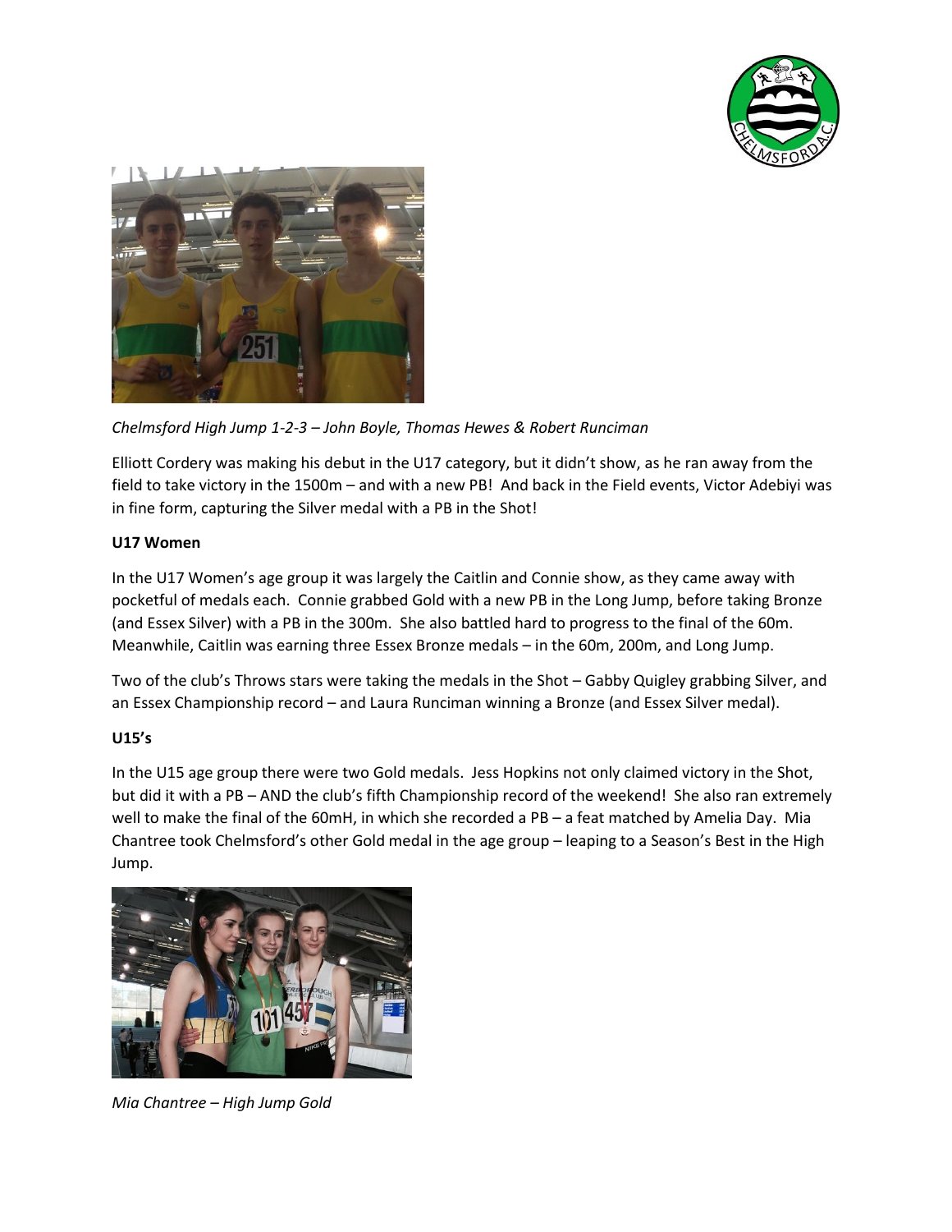*Chelmsford High Jump 1-2-3 – John Boyle, Thomas Hewes & Robert Runciman*

Elliott Cordery was making his debut in the U17 category, but it didn't show, as he ran away from the field to take victory in the 1500m – and with a new PB! And back in the Field events, Victor Adebiyi was in fine form, capturing the Silver medal with a PB in the Shot!

**U17 Women**

In the U17 Women's age group it was largely the Caitlin and Connie show, as they came away with pocketful of medals each. Connie grabbed Gold with a new PB in the Long Jump, before taking Bronze (and Essex Silver) with a PB in the 300m. She also battled hard to progress to the final of the 60m. Meanwhile, Caitlin was earning three Essex Bronze medals – in the 60m, 200m, and Long Jump.

Two of the club's Throws stars were taking the medals in the Shot – Gabby Quigley grabbing Silver, and an Essex Championship record – and Laura Runciman winning a Bronze (and Essex Silver medal).

**U15's**

In the U15 age group there were two Gold medals. Jess Hopkins not only claimed victory in the Shot, but did it with a PB – AND the club's fifth Championship record of the weekend! She also ran extremely well to make the final of the 60mH, in which she recorded a PB – a feat matched by Amelia Day. Mia Chantree took Chelmsford's other Gold medal in the age group – leaping to a Season's Best in the High Jump.

*Mia Chantree – High Jump Gold*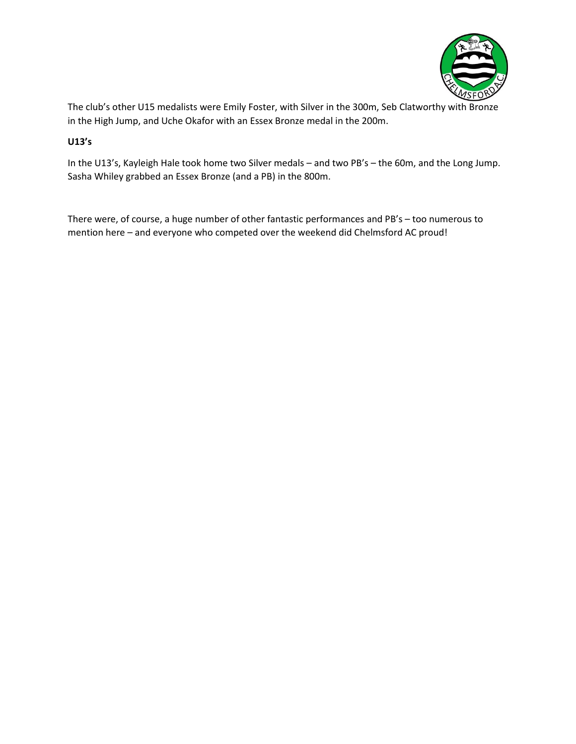The club's other U15 medalists were Emily Foster, with Silver in the 300m, Seb Clatworthy with Bronze in the High Jump, and Uche Okafor with an Essex Bronze medal in the 200m.

**U13's**

In the U13's, Kayleigh Hale took home two Silver medals – and two PB's – the 60m, and the Long Jump. Sasha Whiley grabbed an Essex Bronze (and a PB) in the 800m.

There were, of course, a huge number of other fantastic performances and PB's – too numerous to mention here – and everyone who competed over the weekend did Chelmsford AC proud!